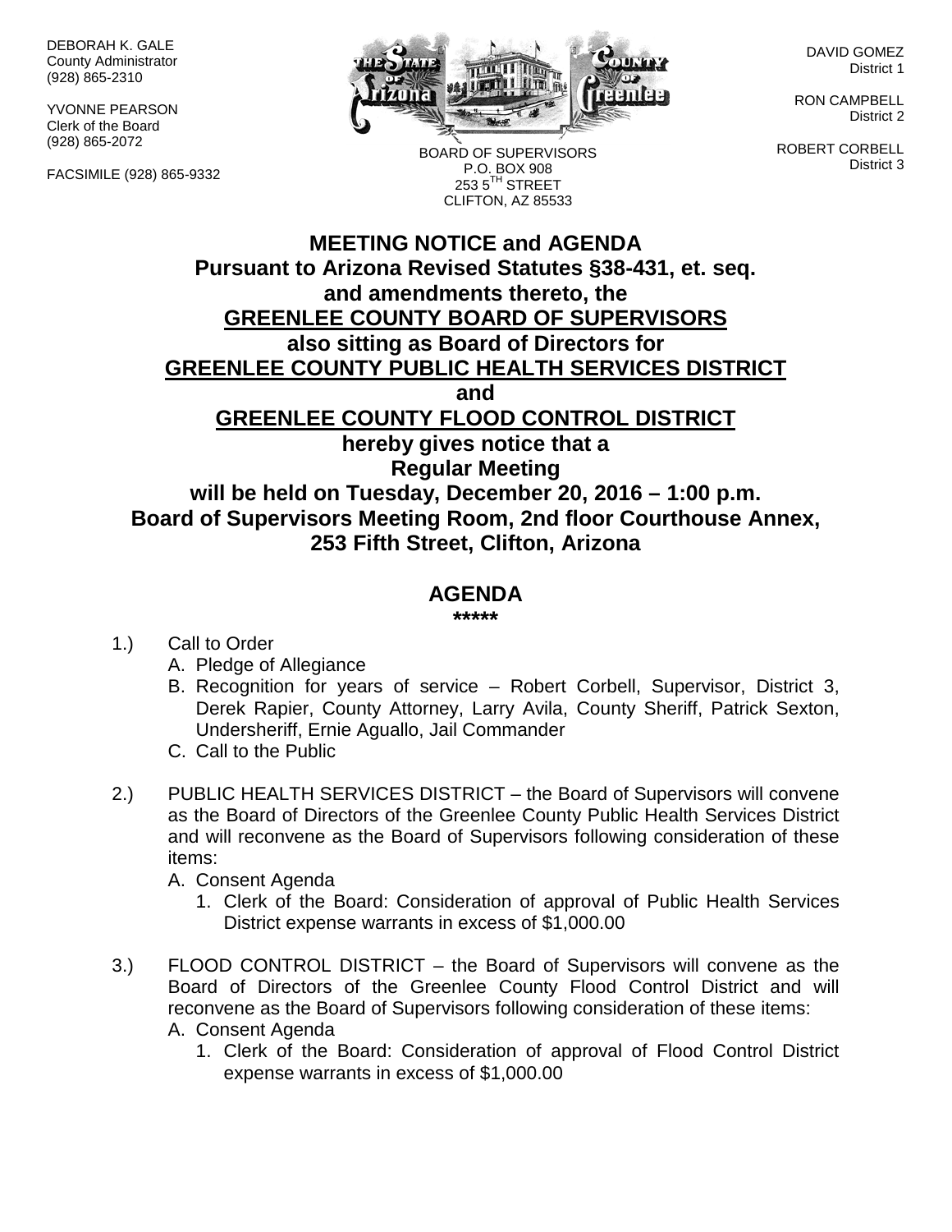DEBORAH K. GALE
County Administrator
(928) 865-2310

YVONNE PEARSON
Clerk of the Board
(928) 865-2072

FACSIMILE (928) 865-9332

BOARD OF SUPERVISORS
P.O. BOX 908
253 5TH STREET
CLIFTON, AZ 85533

DAVID GOMEZ
District 1

RON CAMPBELL
District 2

ROBERT CORBELL
District 3

# MEETING NOTICE and AGENDA

**Pursuant to Arizona Revised Statutes §38-431, et. seq. and amendments thereto, the**

**GREENLEE COUNTY BOARD OF SUPERVISORS**

**also sitting as Board of Directors for**

**GREENLEE COUNTY PUBLIC HEALTH SERVICES DISTRICT**

**and**

**GREENLEE COUNTY FLOOD CONTROL DISTRICT**

**hereby gives notice that a Regular Meeting will be held on Tuesday, December 20, 2016 – 1:00 p.m. Board of Supervisors Meeting Room, 2nd floor Courthouse Annex, 253 Fifth Street, Clifton, Arizona**

## AGENDA

**\*\*\*\*\***

1.) Call to Order
   A. Pledge of Allegiance
   B. Recognition for years of service – Robert Corbell, Supervisor, District 3, Derek Rapier, County Attorney, Larry Avila, County Sheriff, Patrick Sexton, Undersheriff, Ernie Aguallo, Jail Commander
   C. Call to the Public

2.) PUBLIC HEALTH SERVICES DISTRICT – the Board of Supervisors will convene as the Board of Directors of the Greenlee County Public Health Services District and will reconvene as the Board of Supervisors following consideration of these items:
   A. Consent Agenda
      1. Clerk of the Board: Consideration of approval of Public Health Services District expense warrants in excess of $1,000.00

3.) FLOOD CONTROL DISTRICT – the Board of Supervisors will convene as the Board of Directors of the Greenlee County Flood Control District and will reconvene as the Board of Supervisors following consideration of these items:
   A. Consent Agenda
      1. Clerk of the Board: Consideration of approval of Flood Control District expense warrants in excess of $1,000.00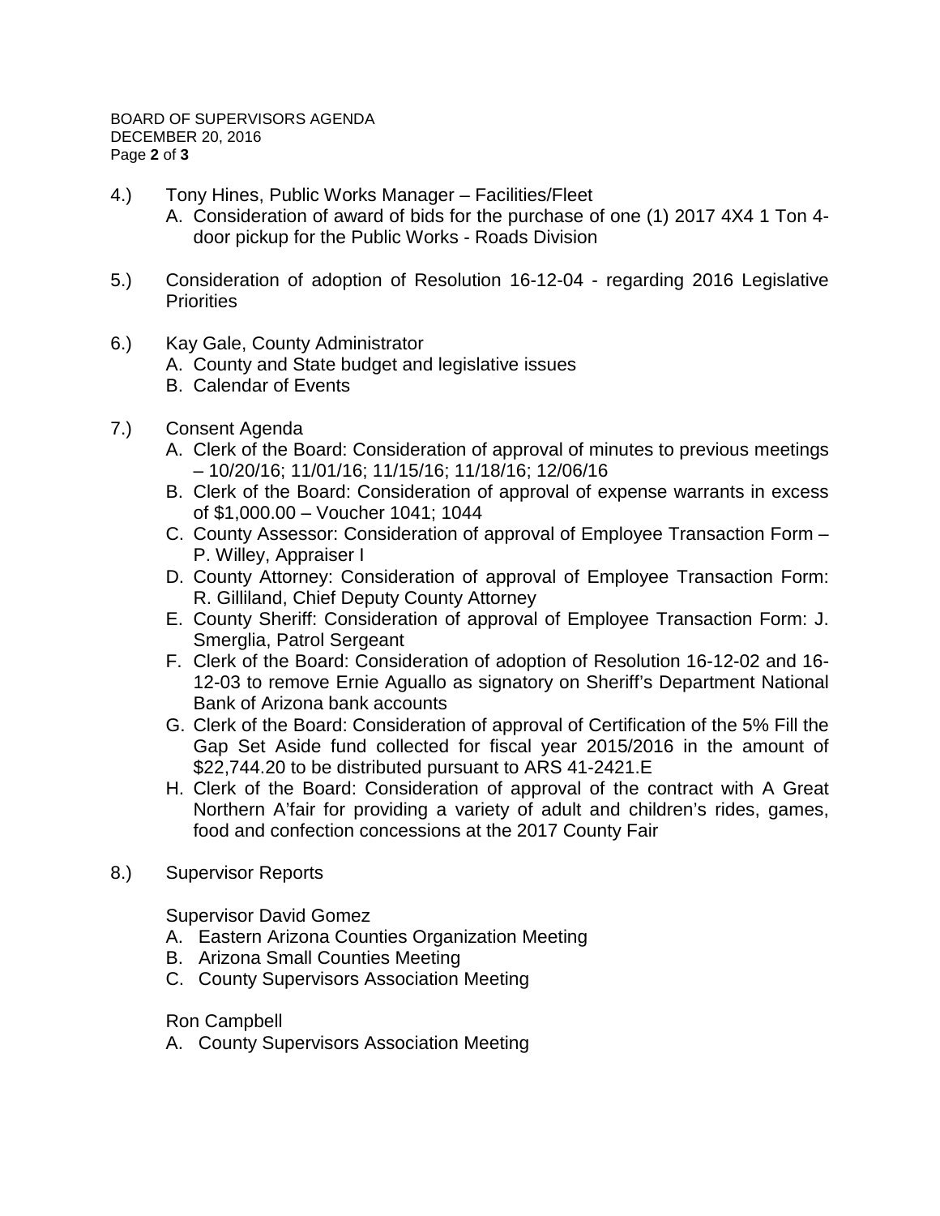4.) Tony Hines, Public Works Manager – Facilities/Fleet

   A. Consideration of award of bids for the purchase of one (1) 2017 4X4 1 Ton 4-door pickup for the Public Works - Roads Division

5.) Consideration of adoption of Resolution 16-12-04 - regarding 2016 Legislative Priorities

6.) Kay Gale, County Administrator

   A. County and State budget and legislative issues
   B. Calendar of Events

7.) Consent Agenda

   A. Clerk of the Board: Consideration of approval of minutes to previous meetings – 10/20/16; 11/01/16; 11/15/16; 11/18/16; 12/06/16
   B. Clerk of the Board: Consideration of approval of expense warrants in excess of $1,000.00 – Voucher 1041; 1044
   C. County Assessor: Consideration of approval of Employee Transaction Form – P. Willey, Appraiser I
   D. County Attorney: Consideration of approval of Employee Transaction Form: R. Gilliland, Chief Deputy County Attorney
   E. County Sheriff: Consideration of approval of Employee Transaction Form: J. Smerglia, Patrol Sergeant
   F. Clerk of the Board: Consideration of adoption of Resolution 16-12-02 and 16-12-03 to remove Ernie Aguallo as signatory on Sheriff's Department National Bank of Arizona bank accounts
   G. Clerk of the Board: Consideration of approval of Certification of the 5% Fill the Gap Set Aside fund collected for fiscal year 2015/2016 in the amount of $22,744.20 to be distributed pursuant to ARS 41-2421.E
   H. Clerk of the Board: Consideration of approval of the contract with A Great Northern A'fair for providing a variety of adult and children's rides, games, food and confection concessions at the 2017 County Fair

8.) Supervisor Reports

Supervisor David Gomez

   A. Eastern Arizona Counties Organization Meeting
   B. Arizona Small Counties Meeting
   C. County Supervisors Association Meeting

Ron Campbell

   A. County Supervisors Association Meeting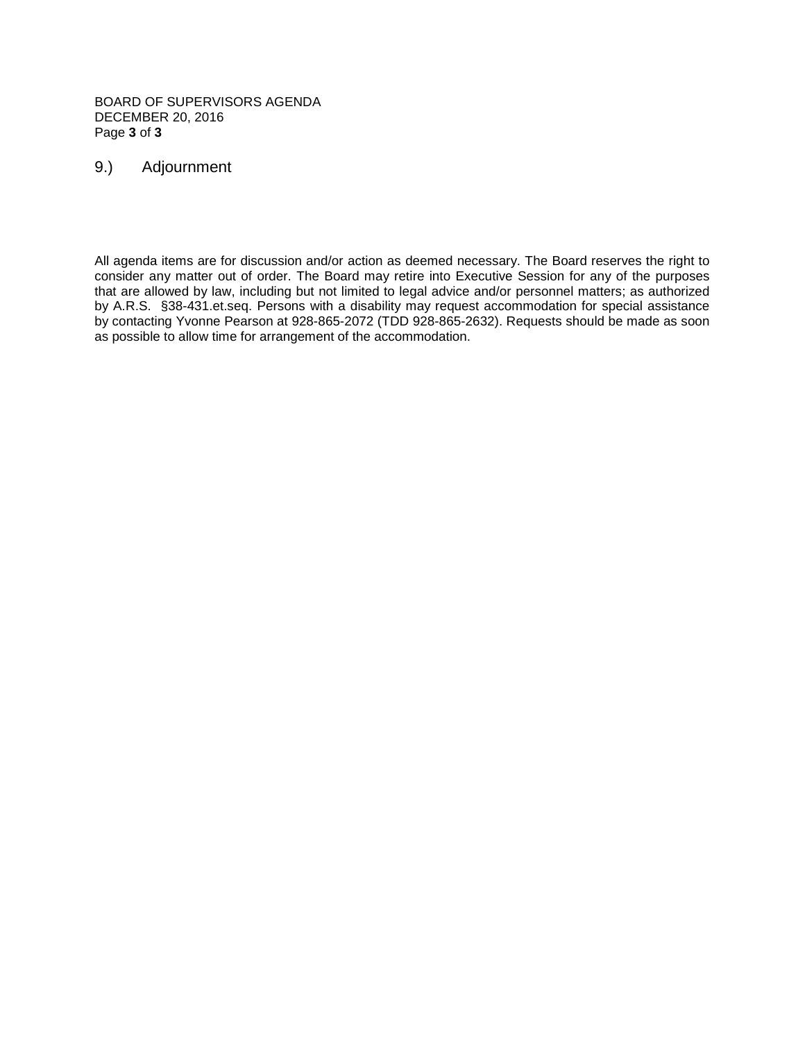9.) Adjournment

All agenda items are for discussion and/or action as deemed necessary. The Board reserves the right to consider any matter out of order. The Board may retire into Executive Session for any of the purposes that are allowed by law, including but not limited to legal advice and/or personnel matters; as authorized by A.R.S. §38-431.et.seq. Persons with a disability may request accommodation for special assistance by contacting Yvonne Pearson at 928-865-2072 (TDD 928-865-2632). Requests should be made as soon as possible to allow time for arrangement of the accommodation.